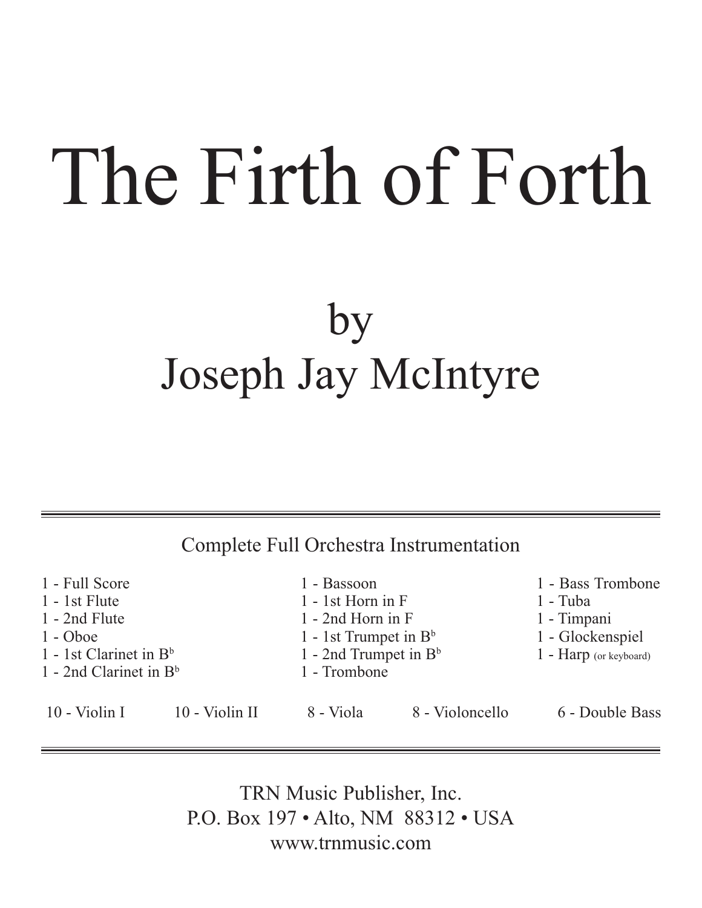# The Firth of Forth

## by
## Joseph Jay McIntyre

---

Complete Full Orchestra Instrumentation

1 - Full Score
1 - 1st Flute
1 - 2nd Flute
1 - Oboe
1 - 1st Clarinet in B♭
1 - 2nd Clarinet in B♭
1 - Bassoon
1 - 1st Horn in F
1 - 2nd Horn in F
1 - 1st Trumpet in B♭
1 - 2nd Trumpet in B♭
1 - Trombone
1 - Bass Trombone
1 - Tuba
1 - Timpani
1 - Glockenspiel
1 - Harp (or keyboard)

10 - Violin I
10 - Violin II
8 - Viola
8 - Violoncello
6 - Double Bass

---

TRN Music Publisher, Inc.
P.O. Box 197 • Alto, NM 88312 • USA
www.trnmusic.com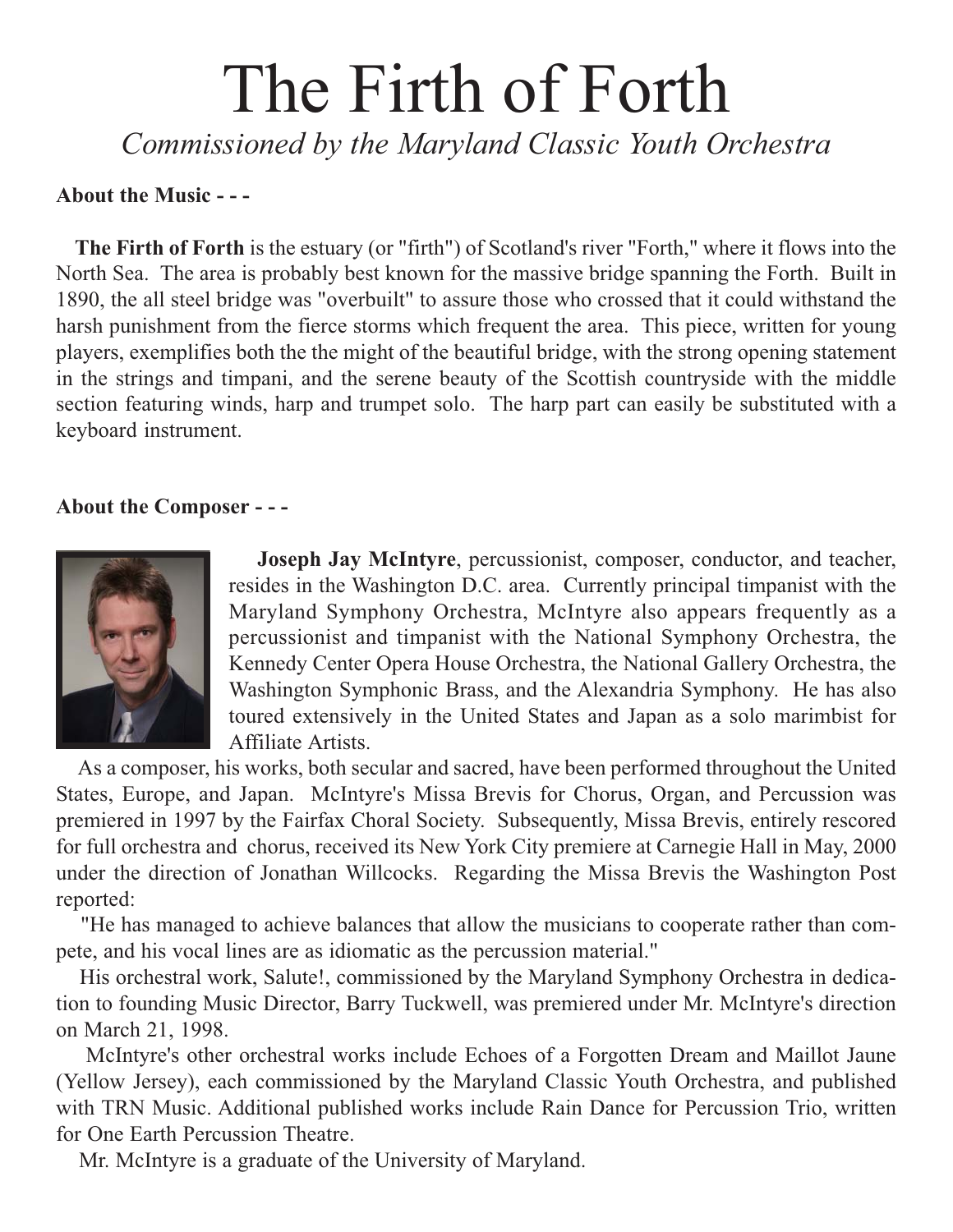# The Firth of Forth

*Commissioned by the Maryland Classic Youth Orchestra*

**About the Music - - -**

**The Firth of Forth** is the estuary (or "firth") of Scotland's river "Forth," where it flows into the North Sea. The area is probably best known for the massive bridge spanning the Forth. Built in 1890, the all steel bridge was "overbuilt" to assure those who crossed that it could withstand the harsh punishment from the fierce storms which frequent the area. This piece, written for young players, exemplifies both the the might of the beautiful bridge, with the strong opening statement in the strings and timpani, and the serene beauty of the Scottish countryside with the middle section featuring winds, harp and trumpet solo. The harp part can easily be substituted with a keyboard instrument.

**About the Composer - - -**

**Joseph Jay McIntyre**, percussionist, composer, conductor, and teacher, resides in the Washington D.C. area. Currently principal timpanist with the Maryland Symphony Orchestra, McIntyre also appears frequently as a percussionist and timpanist with the National Symphony Orchestra, the Kennedy Center Opera House Orchestra, the National Gallery Orchestra, the Washington Symphonic Brass, and the Alexandria Symphony. He has also toured extensively in the United States and Japan as a solo marimbist for Affiliate Artists.

As a composer, his works, both secular and sacred, have been performed throughout the United States, Europe, and Japan. McIntyre's Missa Brevis for Chorus, Organ, and Percussion was premiered in 1997 by the Fairfax Choral Society. Subsequently, Missa Brevis, entirely rescored for full orchestra and chorus, received its New York City premiere at Carnegie Hall in May, 2000 under the direction of Jonathan Willcocks. Regarding the Missa Brevis the Washington Post reported:

"He has managed to achieve balances that allow the musicians to cooperate rather than compete, and his vocal lines are as idiomatic as the percussion material."

His orchestral work, Salute!, commissioned by the Maryland Symphony Orchestra in dedication to founding Music Director, Barry Tuckwell, was premiered under Mr. McIntyre's direction on March 21, 1998.

McIntyre's other orchestral works include Echoes of a Forgotten Dream and Maillot Jaune (Yellow Jersey), each commissioned by the Maryland Classic Youth Orchestra, and published with TRN Music. Additional published works include Rain Dance for Percussion Trio, written for One Earth Percussion Theatre.

Mr. McIntyre is a graduate of the University of Maryland.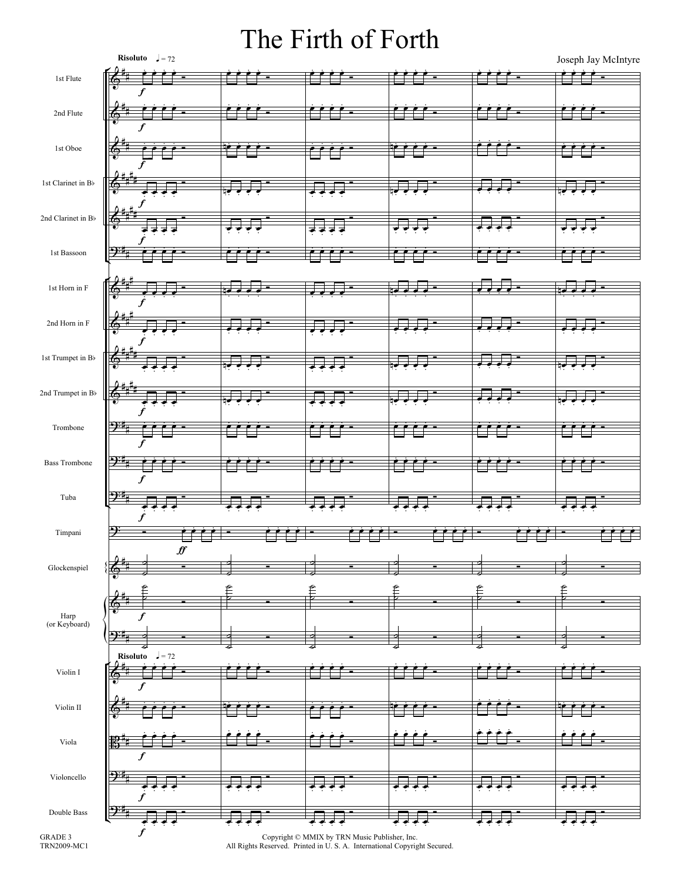# The Firth of Forth

Joseph Jay McIntyre

**Risoluto** ♩ = 72

1st Flute
2nd Flute
1st Oboe
1st Clarinet in B♭
2nd Clarinet in B♭
1st Bassoon
1st Horn in F
2nd Horn in F
1st Trumpet in B♭
2nd Trumpet in B♭
Trombone
Bass Trombone
Tuba
Timpani
Glockenspiel
Harp (or Keyboard)

**Risoluto** ♩ = 72

Violin I
Violin II
Viola
Violoncello
Double Bass

GRADE 3
TRN2009-MC1

Copyright © MMIX by TRN Music Publisher, Inc.
All Rights Reserved. Printed in U. S. A. International Copyright Secured.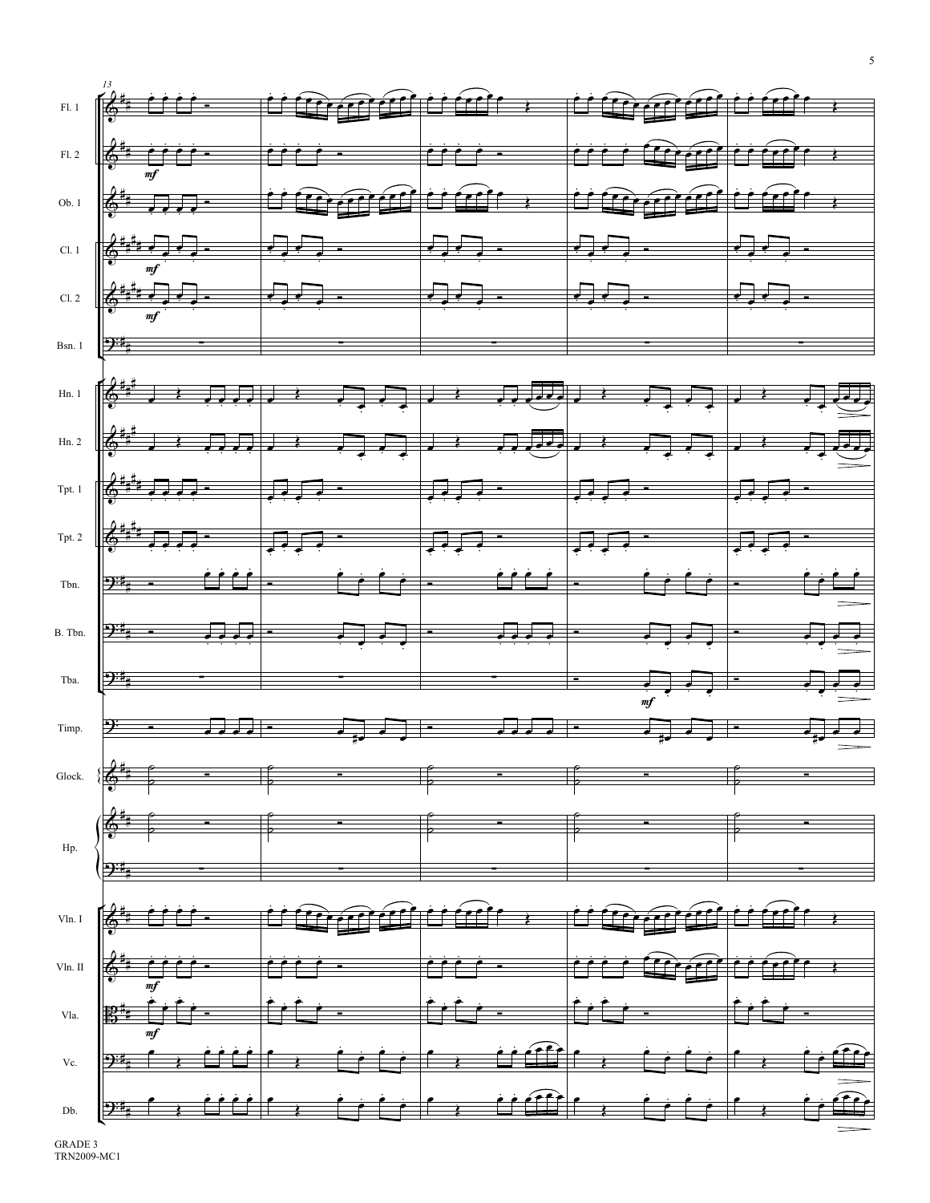GRADE 3
TRN2009-MC1